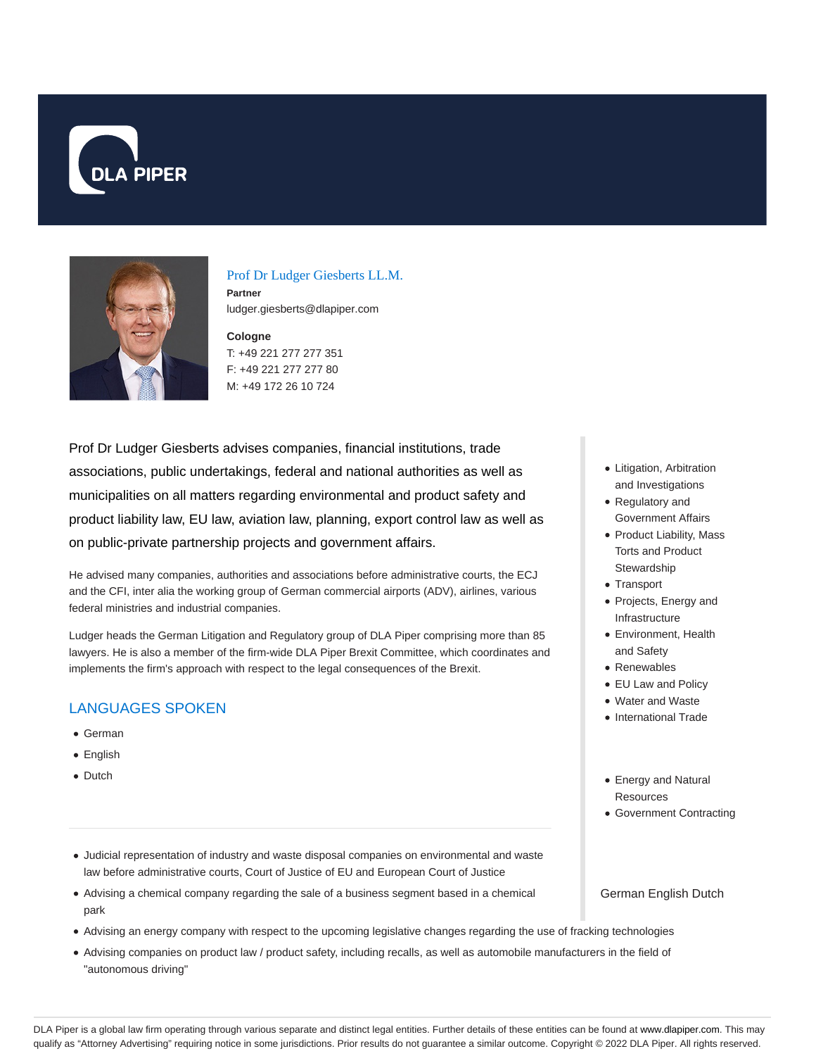# Prof Dr Ludger Giesberts LL.M.

**Partner**

ludger.giesberts@dlapiper.com

**Cologne**

T: +49 221 277 277 351

F: +49 221 277 277 80

M: +49 172 26 10 724

Prof Dr Ludger Giesberts advises companies, financial institutions, trade associations, public undertakings, federal and national authorities as well as municipalities on all matters regarding environmental and product safety and product liability law, EU law, aviation law, planning, export control law as well as on public-private partnership projects and government affairs.

He advised many companies, authorities and associations before administrative courts, the ECJ and the CFI, inter alia the working group of German commercial airports (ADV), airlines, various federal ministries and industrial companies.

Ludger heads the German Litigation and Regulatory group of DLA Piper comprising more than 85 lawyers. He is also a member of the firm-wide DLA Piper Brexit Committee, which coordinates and implements the firm's approach with respect to the legal consequences of the Brexit.

- Litigation, Arbitration and Investigations
- Regulatory and Government Affairs
- Product Liability, Mass Torts and Product Stewardship
- Transport
- Projects, Energy and Infrastructure
- Environment, Health and Safety
- Renewables
- EU Law and Policy
- Water and Waste
- International Trade

- Energy and Natural Resources
- Government Contracting

## LANGUAGES SPOKEN

- German
- English
- Dutch

German English Dutch

- Judicial representation of industry and waste disposal companies on environmental and waste law before administrative courts, Court of Justice of EU and European Court of Justice
- Advising a chemical company regarding the sale of a business segment based in a chemical park
- Advising an energy company with respect to the upcoming legislative changes regarding the use of fracking technologies
- Advising companies on product law / product safety, including recalls, as well as automobile manufacturers in the field of "autonomous driving"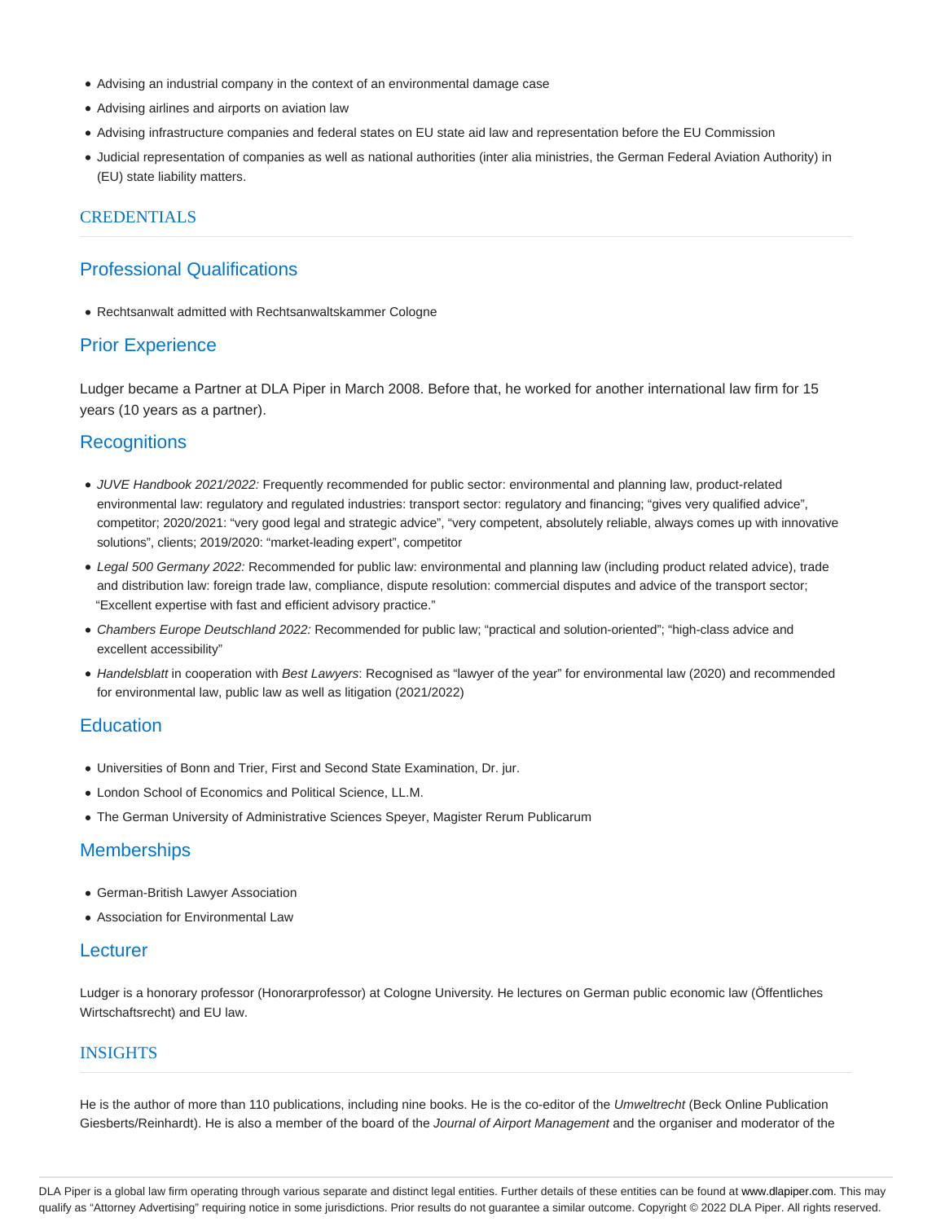- Advising an industrial company in the context of an environmental damage case
- Advising airlines and airports on aviation law
- Advising infrastructure companies and federal states on EU state aid law and representation before the EU Commission
- Judicial representation of companies as well as national authorities (inter alia ministries, the German Federal Aviation Authority) in (EU) state liability matters.

## CREDENTIALS

### Professional Qualifications

- Rechtsanwalt admitted with Rechtsanwaltskammer Cologne

### Prior Experience

Ludger became a Partner at DLA Piper in March 2008. Before that, he worked for another international law firm for 15 years (10 years as a partner).

### Recognitions

- *JUVE Handbook 2021/2022:* Frequently recommended for public sector: environmental and planning law, product-related environmental law: regulatory and regulated industries: transport sector: regulatory and financing; "gives very qualified advice", competitor; 2020/2021: "very good legal and strategic advice", "very competent, absolutely reliable, always comes up with innovative solutions", clients; 2019/2020: "market-leading expert", competitor
- *Legal 500 Germany 2022:* Recommended for public law: environmental and planning law (including product related advice), trade and distribution law: foreign trade law, compliance, dispute resolution: commercial disputes and advice of the transport sector; "Excellent expertise with fast and efficient advisory practice."
- *Chambers Europe Deutschland 2022:* Recommended for public law; "practical and solution-oriented"; "high-class advice and excellent accessibility"
- *Handelsblatt* in cooperation with *Best Lawyers*: Recognised as "lawyer of the year" for environmental law (2020) and recommended for environmental law, public law as well as litigation (2021/2022)

### Education

- Universities of Bonn and Trier, First and Second State Examination, Dr. jur.
- London School of Economics and Political Science, LL.M.
- The German University of Administrative Sciences Speyer, Magister Rerum Publicarum

### Memberships

- German-British Lawyer Association
- Association for Environmental Law

### Lecturer

Ludger is a honorary professor (Honorarprofessor) at Cologne University. He lectures on German public economic law (Öffentliches Wirtschaftsrecht) and EU law.

## INSIGHTS

He is the author of more than 110 publications, including nine books. He is the co-editor of the *Umweltrecht* (Beck Online Publication Giesberts/Reinhardt). He is also a member of the board of the *Journal of Airport Management* and the organiser and moderator of the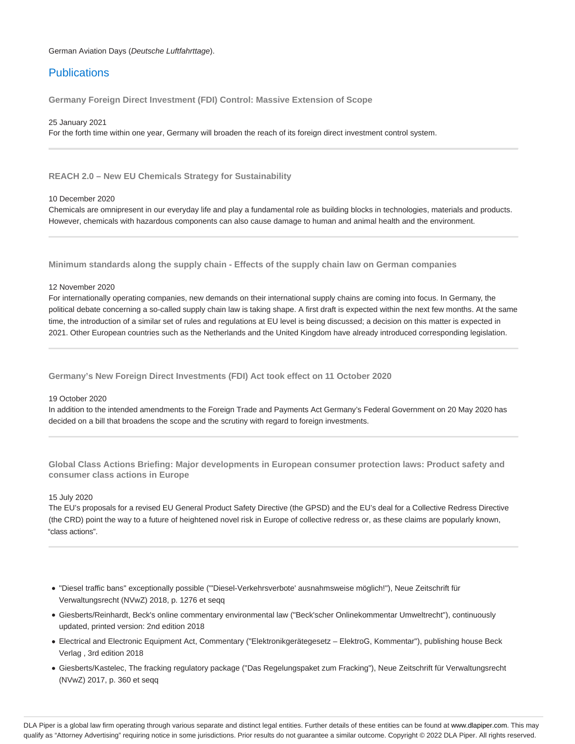German Aviation Days (*Deutsche Luftfahrttage*).

## Publications

**Germany Foreign Direct Investment (FDI) Control: Massive Extension of Scope**

25 January 2021

For the forth time within one year, Germany will broaden the reach of its foreign direct investment control system.

---

**REACH 2.0 – New EU Chemicals Strategy for Sustainability**

10 December 2020

Chemicals are omnipresent in our everyday life and play a fundamental role as building blocks in technologies, materials and products. However, chemicals with hazardous components can also cause damage to human and animal health and the environment.

---

**Minimum standards along the supply chain - Effects of the supply chain law on German companies**

12 November 2020

For internationally operating companies, new demands on their international supply chains are coming into focus. In Germany, the political debate concerning a so-called supply chain law is taking shape. A first draft is expected within the next few months. At the same time, the introduction of a similar set of rules and regulations at EU level is being discussed; a decision on this matter is expected in 2021. Other European countries such as the Netherlands and the United Kingdom have already introduced corresponding legislation.

---

**Germany's New Foreign Direct Investments (FDI) Act took effect on 11 October 2020**

19 October 2020

In addition to the intended amendments to the Foreign Trade and Payments Act Germany's Federal Government on 20 May 2020 has decided on a bill that broadens the scope and the scrutiny with regard to foreign investments.

---

**Global Class Actions Briefing: Major developments in European consumer protection laws: Product safety and consumer class actions in Europe**

15 July 2020

The EU's proposals for a revised EU General Product Safety Directive (the GPSD) and the EU's deal for a Collective Redress Directive (the CRD) point the way to a future of heightened novel risk in Europe of collective redress or, as these claims are popularly known, "class actions".

---

- "Diesel traffic bans" exceptionally possible ("'Diesel-Verkehrsverbote' ausnahmsweise möglich!"), Neue Zeitschrift für Verwaltungsrecht (NVwZ) 2018, p. 1276 et seqq
- Giesberts/Reinhardt, Beck's online commentary environmental law ("Beck'scher Onlinekommentar Umweltrecht"), continuously updated, printed version: 2nd edition 2018
- Electrical and Electronic Equipment Act, Commentary ("Elektronikgerätegesetz – ElektroG, Kommentar"), publishing house Beck Verlag , 3rd edition 2018
- Giesberts/Kastelec, The fracking regulatory package ("Das Regelungspaket zum Fracking"), Neue Zeitschrift für Verwaltungsrecht (NVwZ) 2017, p. 360 et seqq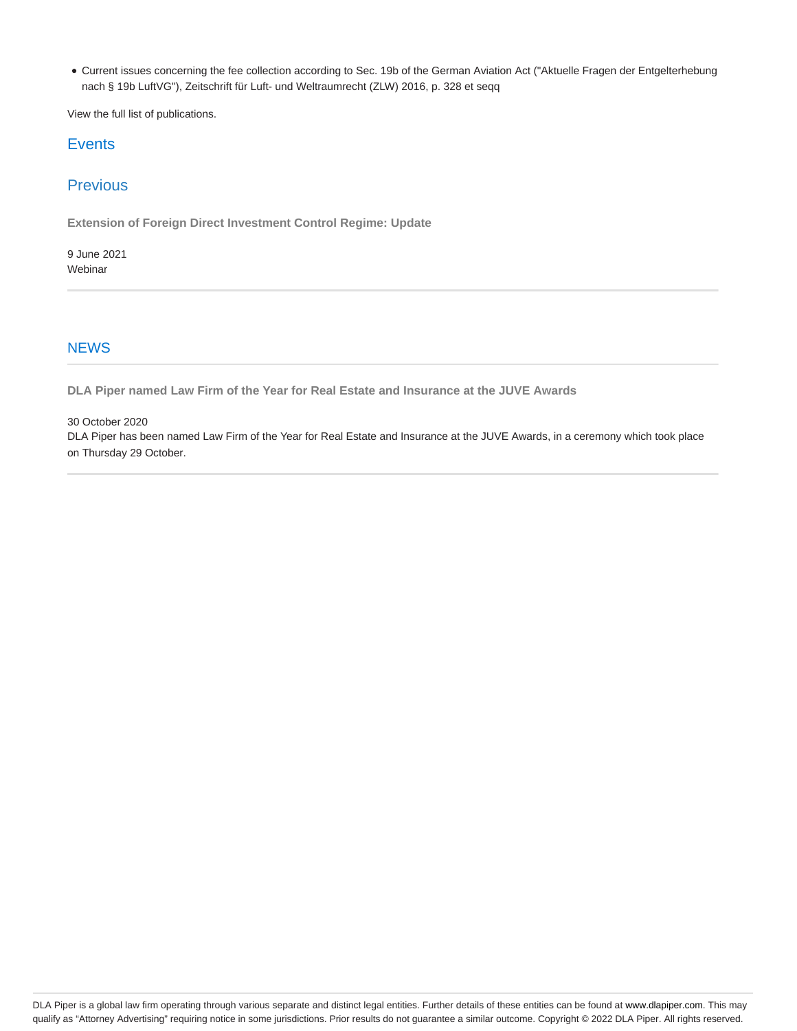- Current issues concerning the fee collection according to Sec. 19b of the German Aviation Act ("Aktuelle Fragen der Entgelterhebung nach § 19b LuftVG"), Zeitschrift für Luft- und Weltraumrecht (ZLW) 2016, p. 328 et seqq

View the full list of publications.

## Events

## Previous

**Extension of Foreign Direct Investment Control Regime: Update**

9 June 2021
Webinar

---

## NEWS

---

**DLA Piper named Law Firm of the Year for Real Estate and Insurance at the JUVE Awards**

30 October 2020
DLA Piper has been named Law Firm of the Year for Real Estate and Insurance at the JUVE Awards, in a ceremony which took place on Thursday 29 October.

---

DLA Piper is a global law firm operating through various separate and distinct legal entities. Further details of these entities can be found at www.dlapiper.com. This may qualify as "Attorney Advertising" requiring notice in some jurisdictions. Prior results do not guarantee a similar outcome. Copyright © 2022 DLA Piper. All rights reserved.